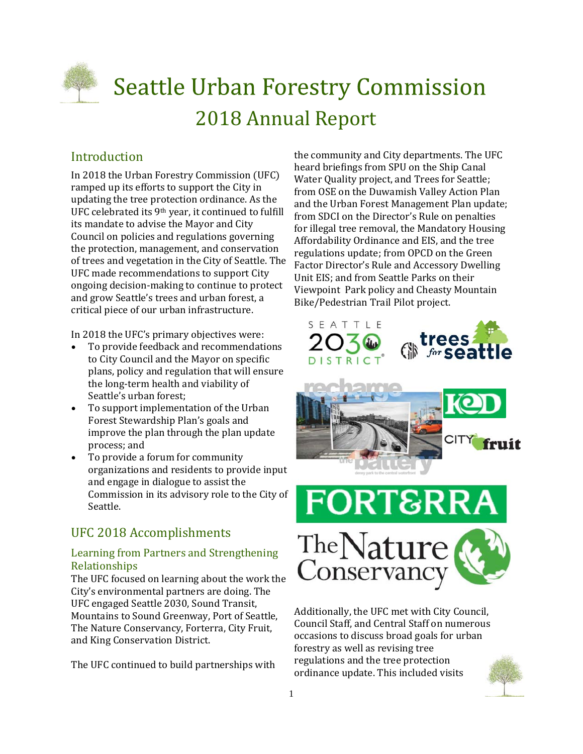# Seattle Urban Forestry Commission

## 2018 Annual Report

### Introduction

In 2018 the Urban Forestry Commission (UFC) ramped up its efforts to support the City in updating the tree protection ordinance. As the UFC celebrated its 9th year, it continued to fulfill its mandate to advise the Mayor and City Council on policies and regulations governing the protection, management, and conservation of trees and vegetation in the City of Seattle. The UFC made recommendations to support City ongoing decision-making to continue to protect and grow Seattle's trees and urban forest, a critical piece of our urban infrastructure.

In 2018 the UFC's primary objectives were:

- To provide feedback and recommendations to City Council and the Mayor on specific plans, policy and regulation that will ensure the long-term health and viability of Seattle's urban forest;
- To support implementation of the Urban Forest Stewardship Plan's goals and improve the plan through the plan update process; and
- To provide a forum for community organizations and residents to provide input and engage in dialogue to assist the Commission in its advisory role to the City of Seattle.

### UFC 2018 Accomplishments

#### Learning from Partners and Strengthening Relationships

The UFC focused on learning about the work the City's environmental partners are doing. The UFC engaged Seattle 2030, Sound Transit, Mountains to Sound Greenway, Port of Seattle, The Nature Conservancy, Forterra, City Fruit, and King Conservation District.

The UFC continued to build partnerships with the community and City departments. The UFC heard briefings from SPU on the Ship Canal Water Quality project, and Trees for Seattle; from OSE on the Duwamish Valley Action Plan and the Urban Forest Management Plan update; from SDCI on the Director's Rule on penalties for illegal tree removal, the Mandatory Housing Affordability Ordinance and EIS, and the tree regulations update; from OPCD on the Green Factor Director's Rule and Accessory Dwelling Unit EIS; and from Seattle Parks on their Viewpoint Park policy and Cheasty Mountain Bike/Pedestrian Trail Pilot project.

Additionally, the UFC met with City Council, Council Staff, and Central Staff on numerous occasions to discuss broad goals for urban forestry as well as revising tree regulations and the tree protection ordinance update. This included visits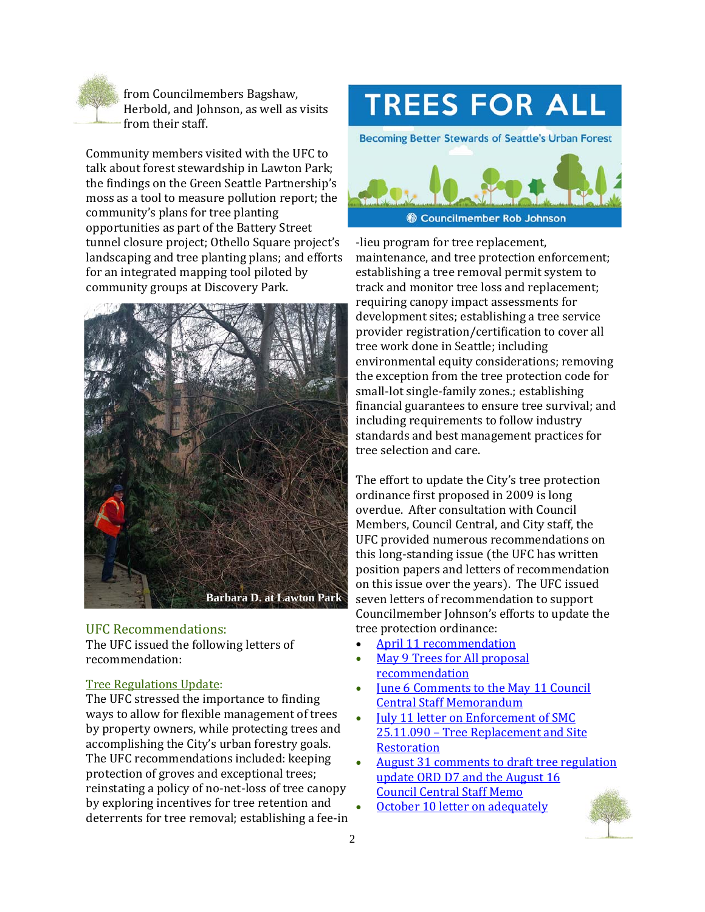from Councilmembers Bagshaw, Herbold, and Johnson, as well as visits from their staff.

Community members visited with the UFC to talk about forest stewardship in Lawton Park; the findings on the Green Seattle Partnership's moss as a tool to measure pollution report; the community's plans for tree planting opportunities as part of the Battery Street tunnel closure project; Othello Square project's landscaping and tree planting plans; and efforts for an integrated mapping tool piloted by community groups at Discovery Park.

Barbara D. at Lawton Park

## UFC Recommendations:

The UFC issued the following letters of recommendation:

### Tree Regulations Update:

The UFC stressed the importance to finding ways to allow for flexible management of trees by property owners, while protecting trees and accomplishing the City's urban forestry goals. The UFC recommendations included: keeping protection of groves and exceptional trees; reinstating a policy of no-net-loss of tree canopy by exploring incentives for tree retention and deterrents for tree removal; establishing a fee-in-lieu program for tree replacement, maintenance, and tree protection enforcement; establishing a tree removal permit system to track and monitor tree loss and replacement; requiring canopy impact assessments for development sites; establishing a tree service provider registration/certification to cover all tree work done in Seattle; including environmental equity considerations; removing the exception from the tree protection code for small-lot single-family zones.; establishing financial guarantees to ensure tree survival; and including requirements to follow industry standards and best management practices for tree selection and care.

**TREES FOR ALL**
Becoming Better Stewards of Seattle's Urban Forest
Councilmember Rob Johnson

The effort to update the City's tree protection ordinance first proposed in 2009 is long overdue. After consultation with Council Members, Council Central, and City staff, the UFC provided numerous recommendations on this long-standing issue (the UFC has written position papers and letters of recommendation on this issue over the years). The UFC issued seven letters of recommendation to support Councilmember Johnson's efforts to update the tree protection ordinance:

- April 11 recommendation
- May 9 Trees for All proposal recommendation
- June 6 Comments to the May 11 Council Central Staff Memorandum
- July 11 letter on Enforcement of SMC 25.11.090 – Tree Replacement and Site Restoration
- August 31 comments to draft tree regulation update ORD D7 and the August 16 Council Central Staff Memo
- October 10 letter on adequately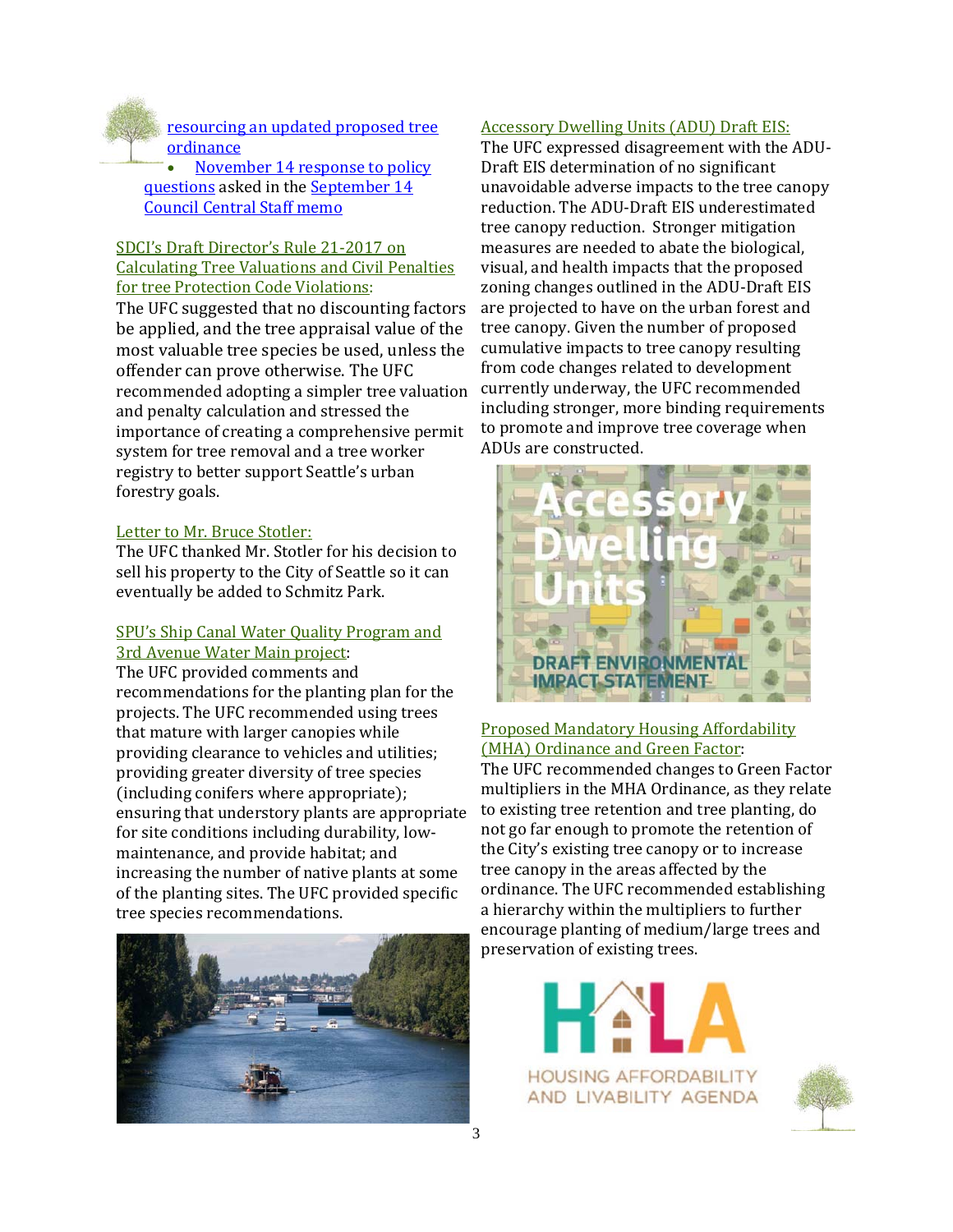resourcing an updated proposed tree ordinance

- November 14 response to policy questions asked in the September 14 Council Central Staff memo

SDCI's Draft Director's Rule 21-2017 on Calculating Tree Valuations and Civil Penalties for tree Protection Code Violations:

The UFC suggested that no discounting factors be applied, and the tree appraisal value of the most valuable tree species be used, unless the offender can prove otherwise. The UFC recommended adopting a simpler tree valuation and penalty calculation and stressed the importance of creating a comprehensive permit system for tree removal and a tree worker registry to better support Seattle's urban forestry goals.

Letter to Mr. Bruce Stotler:

The UFC thanked Mr. Stotler for his decision to sell his property to the City of Seattle so it can eventually be added to Schmitz Park.

SPU's Ship Canal Water Quality Program and 3rd Avenue Water Main project:

The UFC provided comments and recommendations for the planting plan for the projects. The UFC recommended using trees that mature with larger canopies while providing clearance to vehicles and utilities; providing greater diversity of tree species (including conifers where appropriate); ensuring that understory plants are appropriate for site conditions including durability, low-maintenance, and provide habitat; and increasing the number of native plants at some of the planting sites. The UFC provided specific tree species recommendations.

Accessory Dwelling Units (ADU) Draft EIS:

The UFC expressed disagreement with the ADU-Draft EIS determination of no significant unavoidable adverse impacts to the tree canopy reduction. The ADU-Draft EIS underestimated tree canopy reduction. Stronger mitigation measures are needed to abate the biological, visual, and health impacts that the proposed zoning changes outlined in the ADU-Draft EIS are projected to have on the urban forest and tree canopy. Given the number of proposed cumulative impacts to tree canopy resulting from code changes related to development currently underway, the UFC recommended including stronger, more binding requirements to promote and improve tree coverage when ADUs are constructed.

Proposed Mandatory Housing Affordability (MHA) Ordinance and Green Factor:

The UFC recommended changes to Green Factor multipliers in the MHA Ordinance, as they relate to existing tree retention and tree planting, do not go far enough to promote the retention of the City's existing tree canopy or to increase tree canopy in the areas affected by the ordinance. The UFC recommended establishing a hierarchy within the multipliers to further encourage planting of medium/large trees and preservation of existing trees.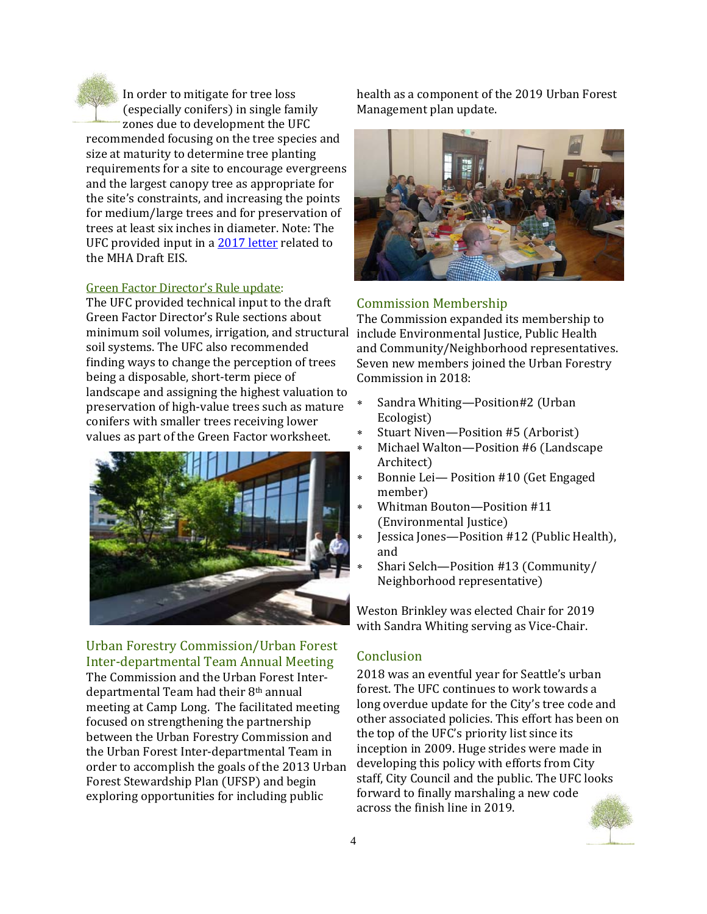In order to mitigate for tree loss (especially conifers) in single family zones due to development the UFC recommended focusing on the tree species and size at maturity to determine tree planting requirements for a site to encourage evergreens and the largest canopy tree as appropriate for the site's constraints, and increasing the points for medium/large trees and for preservation of trees at least six inches in diameter. Note: The UFC provided input in a 2017 letter related to the MHA Draft EIS.

### Green Factor Director's Rule update:

The UFC provided technical input to the draft Green Factor Director's Rule sections about minimum soil volumes, irrigation, and structural soil systems. The UFC also recommended finding ways to change the perception of trees being a disposable, short-term piece of landscape and assigning the highest valuation to preservation of high-value trees such as mature conifers with smaller trees receiving lower values as part of the Green Factor worksheet.

## Urban Forestry Commission/Urban Forest Inter-departmental Team Annual Meeting

The Commission and the Urban Forest Inter-departmental Team had their 8th annual meeting at Camp Long. The facilitated meeting focused on strengthening the partnership between the Urban Forestry Commission and the Urban Forest Inter-departmental Team in order to accomplish the goals of the 2013 Urban Forest Stewardship Plan (UFSP) and begin exploring opportunities for including public health as a component of the 2019 Urban Forest Management plan update.

## Commission Membership

The Commission expanded its membership to include Environmental Justice, Public Health and Community/Neighborhood representatives. Seven new members joined the Urban Forestry Commission in 2018:

- Sandra Whiting—Position#2 (Urban Ecologist)
- Stuart Niven—Position #5 (Arborist)
- Michael Walton—Position #6 (Landscape Architect)
- Bonnie Lei— Position #10 (Get Engaged member)
- Whitman Bouton—Position #11 (Environmental Justice)
- Jessica Jones—Position #12 (Public Health), and
- Shari Selch—Position #13 (Community/ Neighborhood representative)

Weston Brinkley was elected Chair for 2019 with Sandra Whiting serving as Vice-Chair.

## Conclusion

2018 was an eventful year for Seattle's urban forest. The UFC continues to work towards a long overdue update for the City's tree code and other associated policies. This effort has been on the top of the UFC's priority list since its inception in 2009. Huge strides were made in developing this policy with efforts from City staff, City Council and the public. The UFC looks forward to finally marshaling a new code across the finish line in 2019.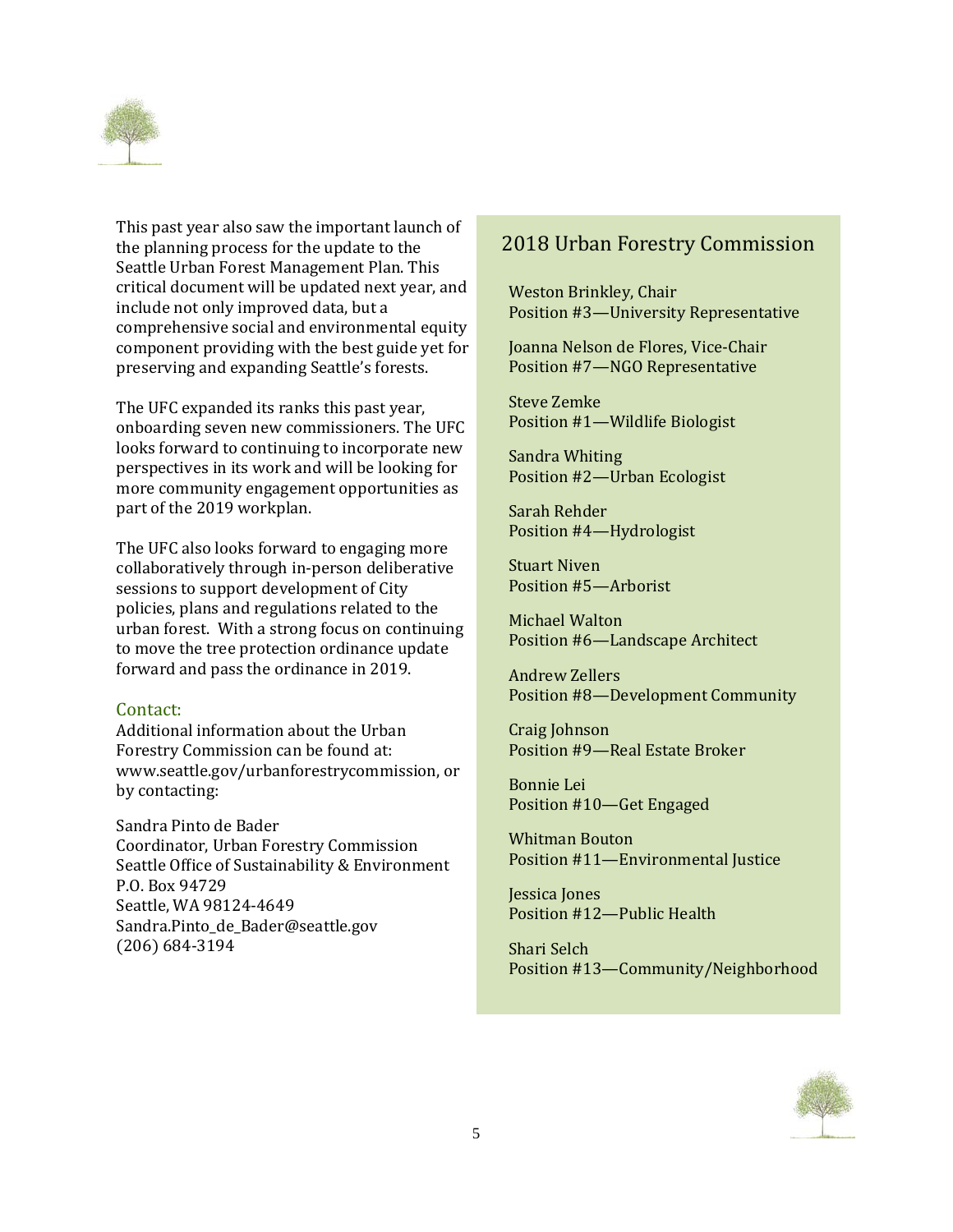This past year also saw the important launch of the planning process for the update to the Seattle Urban Forest Management Plan. This critical document will be updated next year, and include not only improved data, but a comprehensive social and environmental equity component providing with the best guide yet for preserving and expanding Seattle's forests.

The UFC expanded its ranks this past year, onboarding seven new commissioners. The UFC looks forward to continuing to incorporate new perspectives in its work and will be looking for more community engagement opportunities as part of the 2019 workplan.

The UFC also looks forward to engaging more collaboratively through in-person deliberative sessions to support development of City policies, plans and regulations related to the urban forest. With a strong focus on continuing to move the tree protection ordinance update forward and pass the ordinance in 2019.

### Contact:

Additional information about the Urban Forestry Commission can be found at: www.seattle.gov/urbanforestrycommission, or by contacting:

Sandra Pinto de Bader
Coordinator, Urban Forestry Commission
Seattle Office of Sustainability & Environment
P.O. Box 94729
Seattle, WA 98124-4649
Sandra.Pinto_de_Bader@seattle.gov
(206) 684-3194

## 2018 Urban Forestry Commission

Weston Brinkley, Chair
Position #3—University Representative

Joanna Nelson de Flores, Vice-Chair
Position #7—NGO Representative

Steve Zemke
Position #1—Wildlife Biologist

Sandra Whiting
Position #2—Urban Ecologist

Sarah Rehder
Position #4—Hydrologist

Stuart Niven
Position #5—Arborist

Michael Walton
Position #6—Landscape Architect

Andrew Zellers
Position #8—Development Community

Craig Johnson
Position #9—Real Estate Broker

Bonnie Lei
Position #10—Get Engaged

Whitman Bouton
Position #11—Environmental Justice

Jessica Jones
Position #12—Public Health

Shari Selch
Position #13—Community/Neighborhood